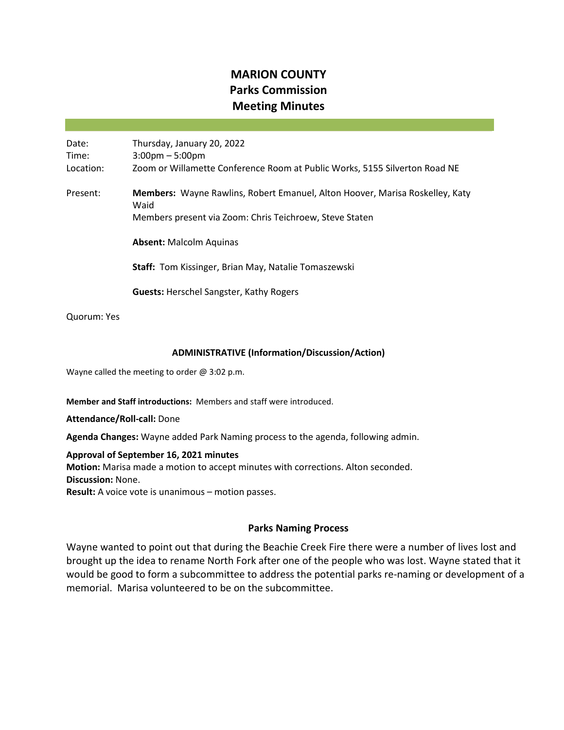# MARION COUNTY
## Parks Commission
## Meeting Minutes

Date: Thursday, January 20, 2022

Time: 3:00pm – 5:00pm

Location: Zoom or Willamette Conference Room at Public Works, 5155 Silverton Road NE

Present: **Members:** Wayne Rawlins, Robert Emanuel, Alton Hoover, Marisa Roskelley, Katy Waid

Members present via Zoom: Chris Teichroew, Steve Staten

**Absent:** Malcolm Aquinas

**Staff:** Tom Kissinger, Brian May, Natalie Tomaszewski

**Guests:** Herschel Sangster, Kathy Rogers

Quorum: Yes

### ADMINISTRATIVE (Information/Discussion/Action)

Wayne called the meeting to order @ 3:02 p.m.

**Member and Staff introductions:** Members and staff were introduced.

**Attendance/Roll-call:** Done

**Agenda Changes:** Wayne added Park Naming process to the agenda, following admin.

**Approval of September 16, 2021 minutes**

**Motion:** Marisa made a motion to accept minutes with corrections. Alton seconded.

**Discussion:** None.

**Result:** A voice vote is unanimous – motion passes.

### Parks Naming Process

Wayne wanted to point out that during the Beachie Creek Fire there were a number of lives lost and brought up the idea to rename North Fork after one of the people who was lost. Wayne stated that it would be good to form a subcommittee to address the potential parks re-naming or development of a memorial. Marisa volunteered to be on the subcommittee.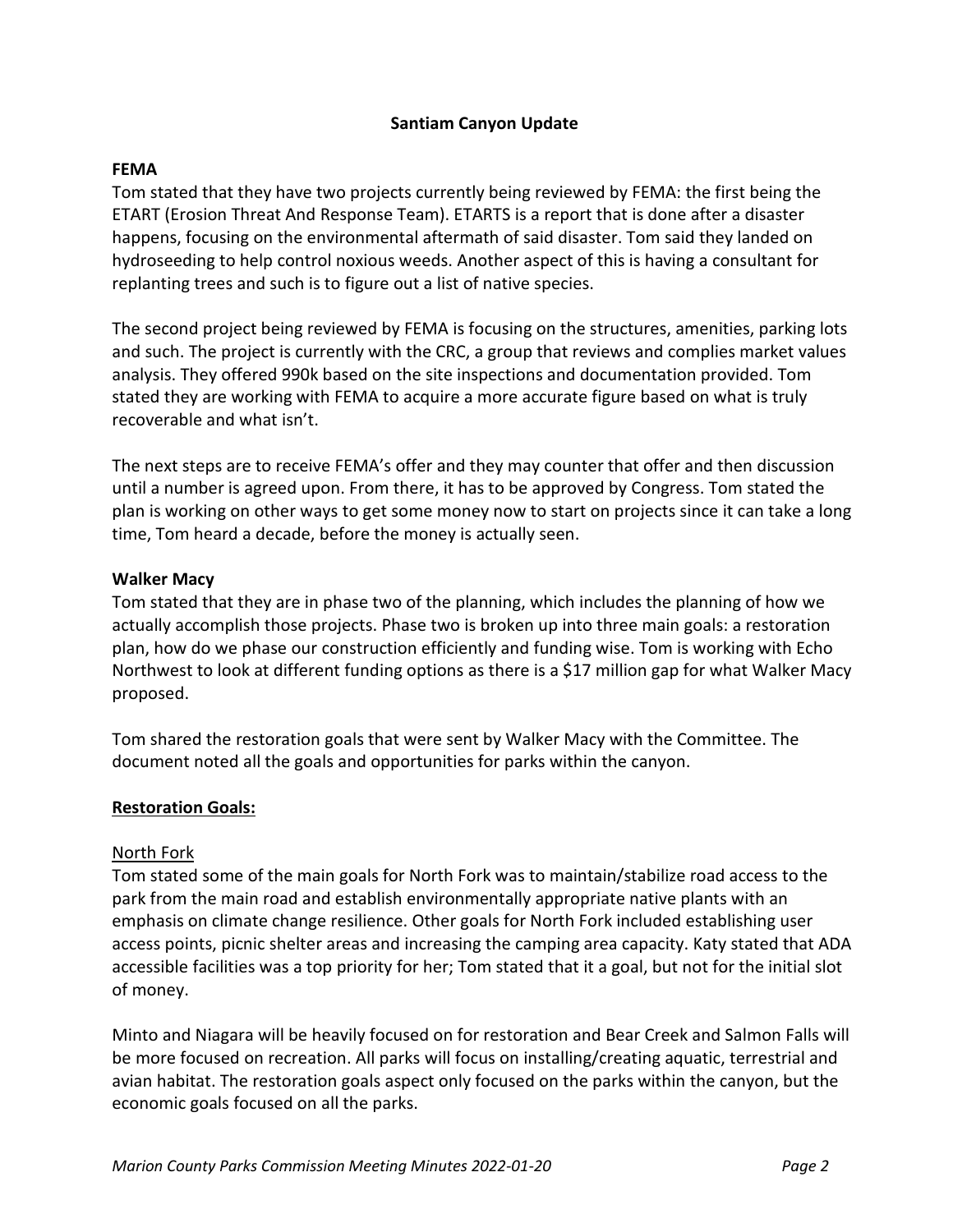## Santiam Canyon Update

### FEMA

Tom stated that they have two projects currently being reviewed by FEMA: the first being the ETART (Erosion Threat And Response Team). ETARTS is a report that is done after a disaster happens, focusing on the environmental aftermath of said disaster. Tom said they landed on hydroseeding to help control noxious weeds. Another aspect of this is having a consultant for replanting trees and such is to figure out a list of native species.

The second project being reviewed by FEMA is focusing on the structures, amenities, parking lots and such. The project is currently with the CRC, a group that reviews and complies market values analysis. They offered 990k based on the site inspections and documentation provided. Tom stated they are working with FEMA to acquire a more accurate figure based on what is truly recoverable and what isn't.

The next steps are to receive FEMA's offer and they may counter that offer and then discussion until a number is agreed upon. From there, it has to be approved by Congress. Tom stated the plan is working on other ways to get some money now to start on projects since it can take a long time, Tom heard a decade, before the money is actually seen.

### Walker Macy

Tom stated that they are in phase two of the planning, which includes the planning of how we actually accomplish those projects. Phase two is broken up into three main goals: a restoration plan, how do we phase our construction efficiently and funding wise. Tom is working with Echo Northwest to look at different funding options as there is a $17 million gap for what Walker Macy proposed.

Tom shared the restoration goals that were sent by Walker Macy with the Committee. The document noted all the goals and opportunities for parks within the canyon.

### Restoration Goals:

#### North Fork

Tom stated some of the main goals for North Fork was to maintain/stabilize road access to the park from the main road and establish environmentally appropriate native plants with an emphasis on climate change resilience. Other goals for North Fork included establishing user access points, picnic shelter areas and increasing the camping area capacity. Katy stated that ADA accessible facilities was a top priority for her; Tom stated that it a goal, but not for the initial slot of money.

Minto and Niagara will be heavily focused on for restoration and Bear Creek and Salmon Falls will be more focused on recreation. All parks will focus on installing/creating aquatic, terrestrial and avian habitat. The restoration goals aspect only focused on the parks within the canyon, but the economic goals focused on all the parks.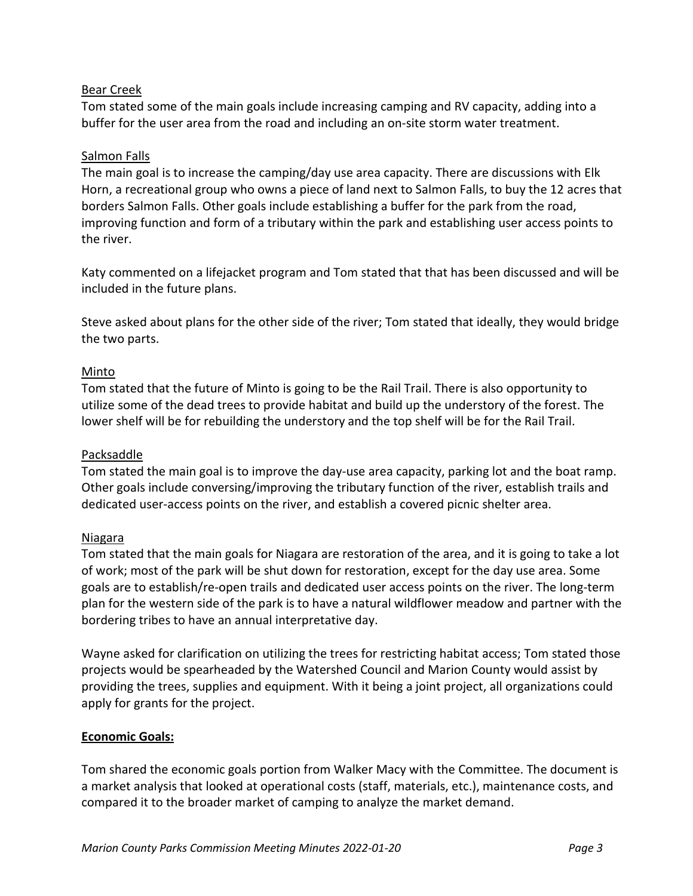Bear Creek

Tom stated some of the main goals include increasing camping and RV capacity, adding into a buffer for the user area from the road and including an on-site storm water treatment.

Salmon Falls

The main goal is to increase the camping/day use area capacity. There are discussions with Elk Horn, a recreational group who owns a piece of land next to Salmon Falls, to buy the 12 acres that borders Salmon Falls. Other goals include establishing a buffer for the park from the road, improving function and form of a tributary within the park and establishing user access points to the river.

Katy commented on a lifejacket program and Tom stated that that has been discussed and will be included in the future plans.

Steve asked about plans for the other side of the river; Tom stated that ideally, they would bridge the two parts.

Minto

Tom stated that the future of Minto is going to be the Rail Trail. There is also opportunity to utilize some of the dead trees to provide habitat and build up the understory of the forest. The lower shelf will be for rebuilding the understory and the top shelf will be for the Rail Trail.

Packsaddle

Tom stated the main goal is to improve the day-use area capacity, parking lot and the boat ramp. Other goals include conversing/improving the tributary function of the river, establish trails and dedicated user-access points on the river, and establish a covered picnic shelter area.

Niagara

Tom stated that the main goals for Niagara are restoration of the area, and it is going to take a lot of work; most of the park will be shut down for restoration, except for the day use area. Some goals are to establish/re-open trails and dedicated user access points on the river. The long-term plan for the western side of the park is to have a natural wildflower meadow and partner with the bordering tribes to have an annual interpretative day.

Wayne asked for clarification on utilizing the trees for restricting habitat access; Tom stated those projects would be spearheaded by the Watershed Council and Marion County would assist by providing the trees, supplies and equipment. With it being a joint project, all organizations could apply for grants for the project.

**Economic Goals:**

Tom shared the economic goals portion from Walker Macy with the Committee. The document is a market analysis that looked at operational costs (staff, materials, etc.), maintenance costs, and compared it to the broader market of camping to analyze the market demand.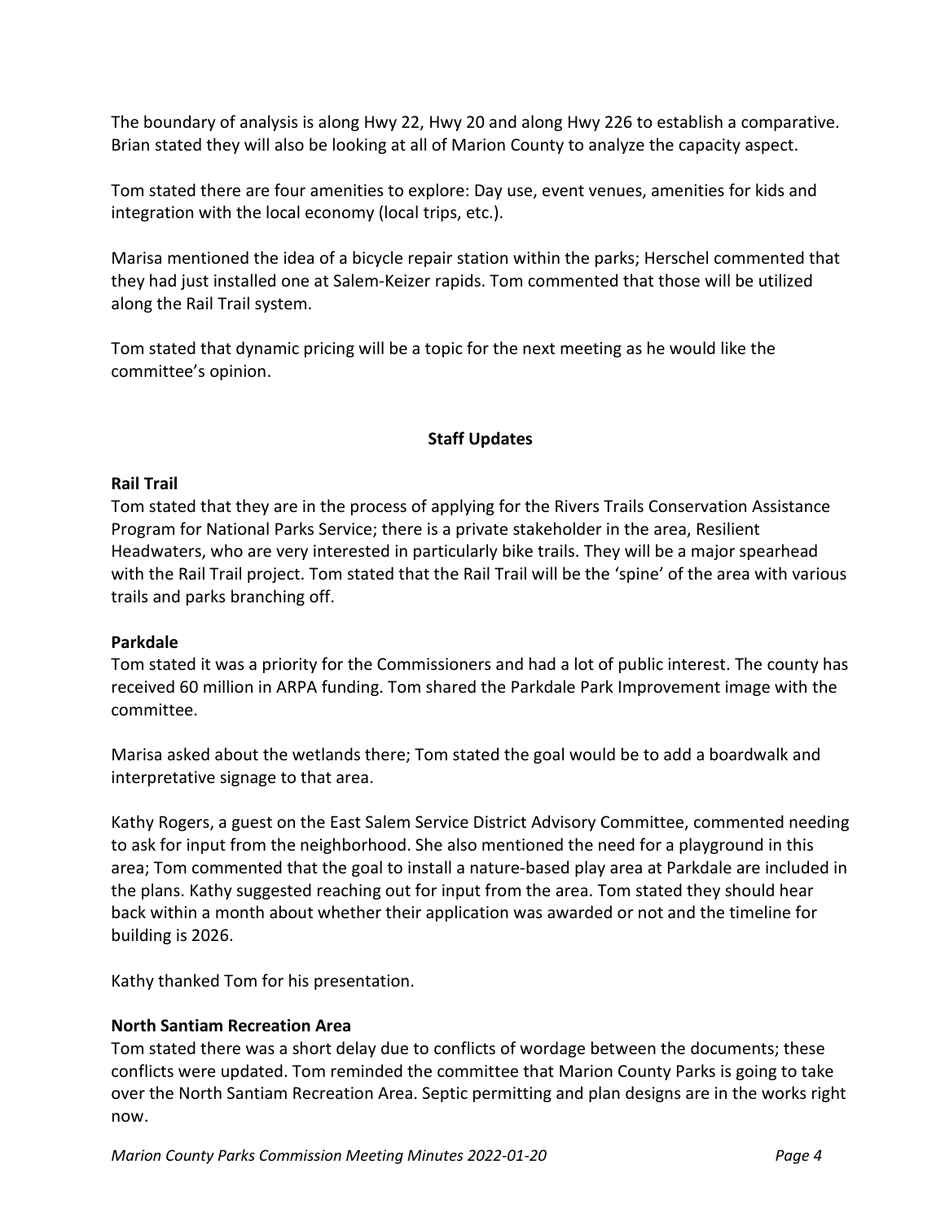The boundary of analysis is along Hwy 22, Hwy 20 and along Hwy 226 to establish a comparative. Brian stated they will also be looking at all of Marion County to analyze the capacity aspect.

Tom stated there are four amenities to explore: Day use, event venues, amenities for kids and integration with the local economy (local trips, etc.).

Marisa mentioned the idea of a bicycle repair station within the parks; Herschel commented that they had just installed one at Salem-Keizer rapids. Tom commented that those will be utilized along the Rail Trail system.

Tom stated that dynamic pricing will be a topic for the next meeting as he would like the committee's opinion.

## Staff Updates

**Rail Trail**

Tom stated that they are in the process of applying for the Rivers Trails Conservation Assistance Program for National Parks Service; there is a private stakeholder in the area, Resilient Headwaters, who are very interested in particularly bike trails. They will be a major spearhead with the Rail Trail project. Tom stated that the Rail Trail will be the 'spine' of the area with various trails and parks branching off.

**Parkdale**

Tom stated it was a priority for the Commissioners and had a lot of public interest. The county has received 60 million in ARPA funding. Tom shared the Parkdale Park Improvement image with the committee.

Marisa asked about the wetlands there; Tom stated the goal would be to add a boardwalk and interpretative signage to that area.

Kathy Rogers, a guest on the East Salem Service District Advisory Committee, commented needing to ask for input from the neighborhood. She also mentioned the need for a playground in this area; Tom commented that the goal to install a nature-based play area at Parkdale are included in the plans. Kathy suggested reaching out for input from the area. Tom stated they should hear back within a month about whether their application was awarded or not and the timeline for building is 2026.

Kathy thanked Tom for his presentation.

**North Santiam Recreation Area**

Tom stated there was a short delay due to conflicts of wordage between the documents; these conflicts were updated. Tom reminded the committee that Marion County Parks is going to take over the North Santiam Recreation Area. Septic permitting and plan designs are in the works right now.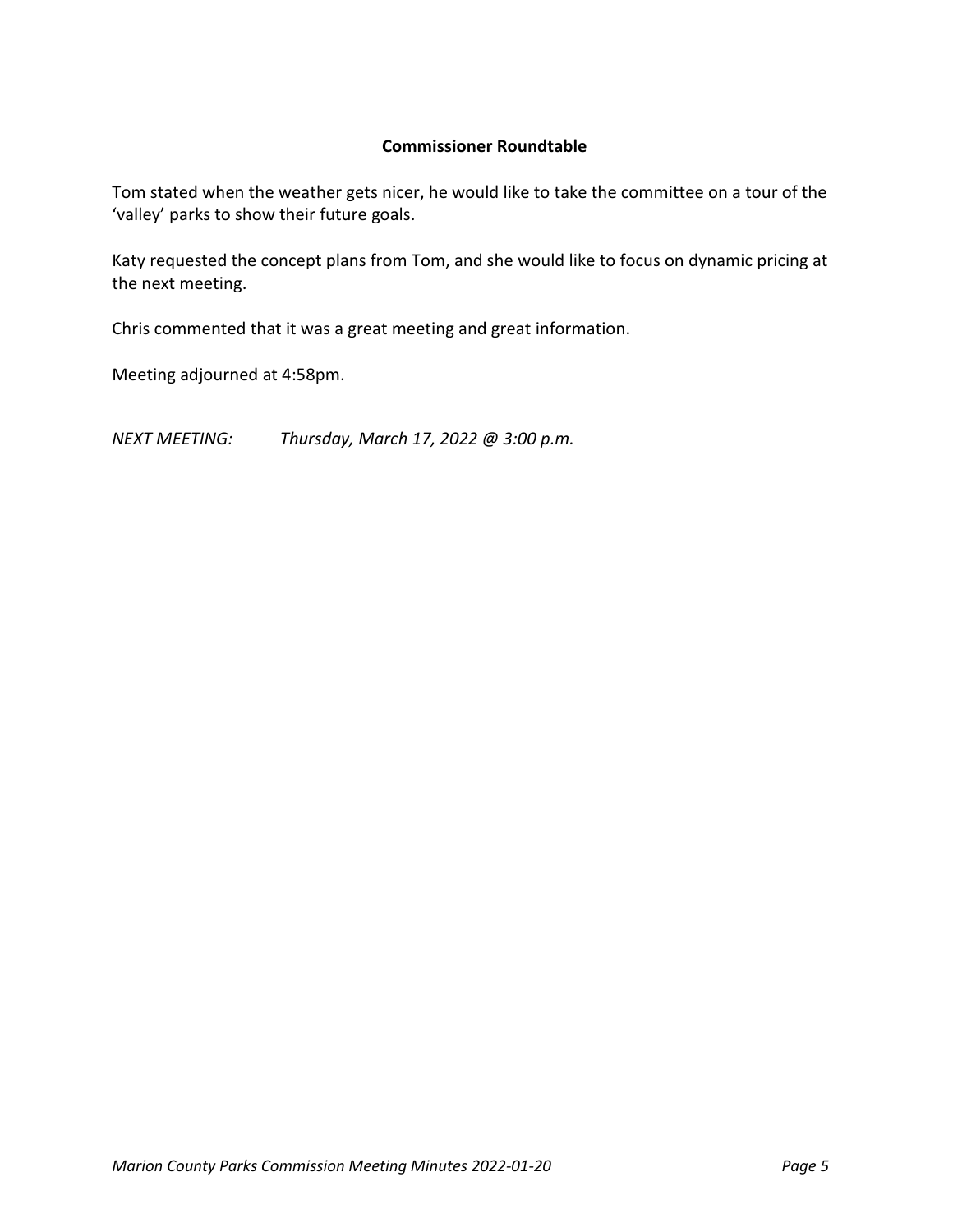### Commissioner Roundtable

Tom stated when the weather gets nicer, he would like to take the committee on a tour of the 'valley' parks to show their future goals.

Katy requested the concept plans from Tom, and she would like to focus on dynamic pricing at the next meeting.

Chris commented that it was a great meeting and great information.

Meeting adjourned at 4:58pm.

*NEXT MEETING: Thursday, March 17, 2022 @ 3:00 p.m.*